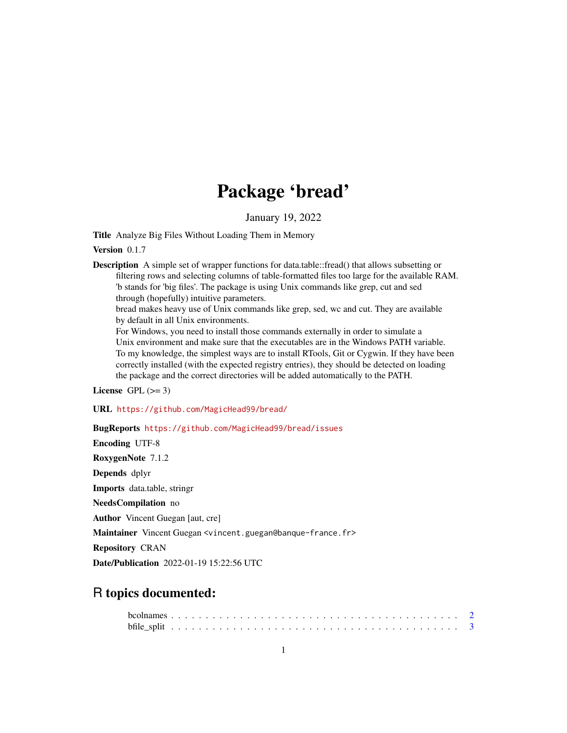# Package 'bread'

January 19, 2022

**Title** Analyze Big Files Without Loading Them in Memory

**Version** 0.1.7

**Description** A simple set of wrapper functions for data.table::fread() that allows subsetting or filtering rows and selecting columns of table-formatted files too large for the available RAM. 'b stands for 'big files'. The package is using Unix commands like grep, cut and sed through (hopefully) intuitive parameters.
bread makes heavy use of Unix commands like grep, sed, wc and cut. They are available by default in all Unix environments.
For Windows, you need to install those commands externally in order to simulate a Unix environment and make sure that the executables are in the Windows PATH variable. To my knowledge, the simplest ways are to install RTools, Git or Cygwin. If they have been correctly installed (with the expected registry entries), they should be detected on loading the package and the correct directories will be added automatically to the PATH.

**License** GPL (>= 3)

**URL** https://github.com/MagicHead99/bread/

**BugReports** https://github.com/MagicHead99/bread/issues

**Encoding** UTF-8

**RoxygenNote** 7.1.2

**Depends** dplyr

**Imports** data.table, stringr

**NeedsCompilation** no

**Author** Vincent Guegan [aut, cre]

**Maintainer** Vincent Guegan <vincent.guegan@banque-france.fr>

**Repository** CRAN

**Date/Publication** 2022-01-19 15:22:56 UTC

## R topics documented:

bcolnames . . . . . . . . . . . . . . . . . . . . . . . . . . . . . . . . . . . . . . . . 2
bfile_split . . . . . . . . . . . . . . . . . . . . . . . . . . . . . . . . . . . . . . . . 3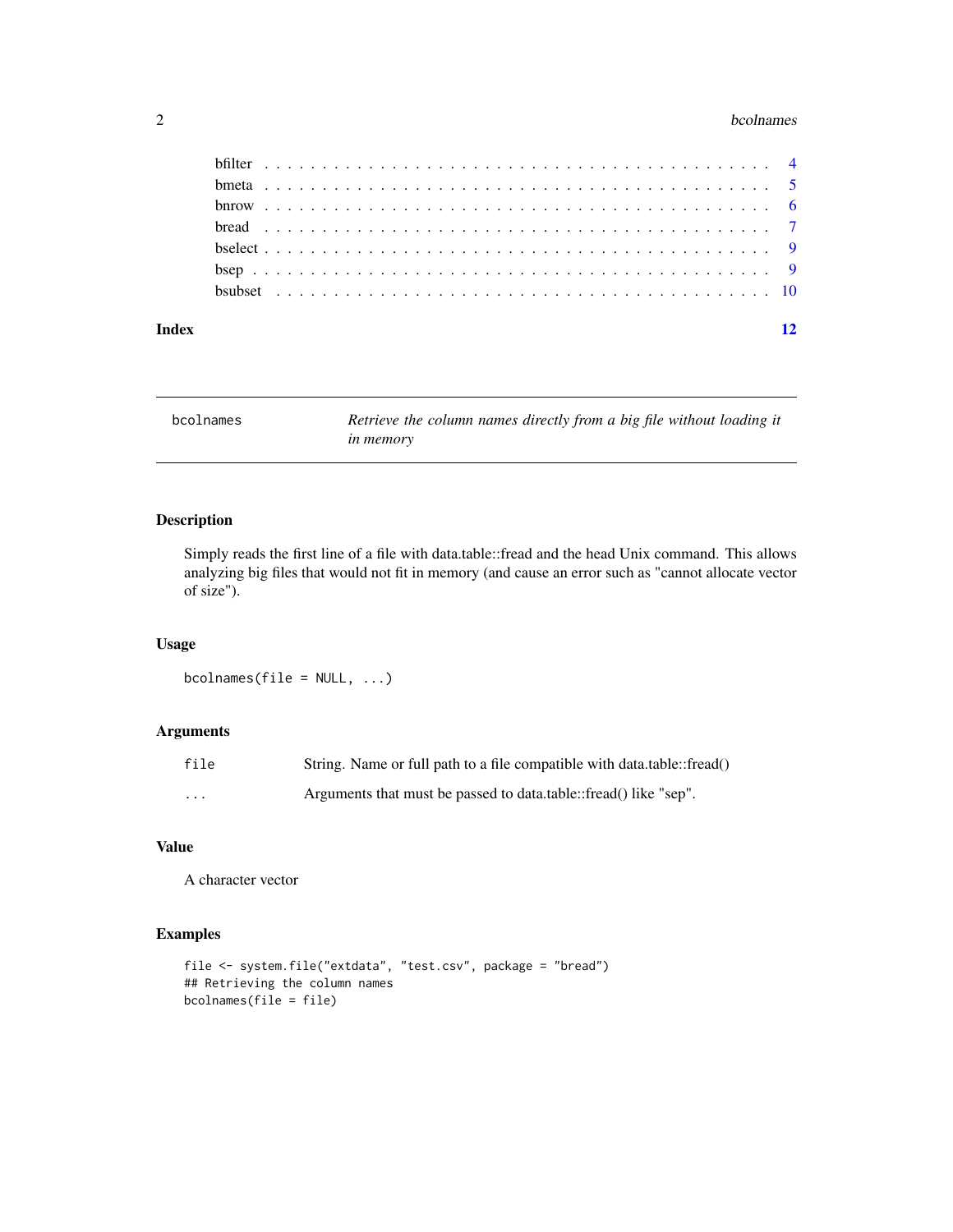| | |
|---|---|
| bfilter | 4 |
| bmeta | 5 |
| bnrow | 6 |
| bread | 7 |
| bselect | 9 |
| bsep | 9 |
| bsubset | 10 |

**Index** **12**

---

`bcolnames` *Retrieve the column names directly from a big file without loading it in memory*

---

## Description

Simply reads the first line of a file with data.table::fread and the head Unix command. This allows analyzing big files that would not fit in memory (and cause an error such as "cannot allocate vector of size").

## Usage

```
bcolnames(file = NULL, ...)
```

## Arguments

| | |
|---|---|
| `file` | String. Name or full path to a file compatible with data.table::fread() |
| `...` | Arguments that must be passed to data.table::fread() like "sep". |

## Value

A character vector

## Examples

```
file <- system.file("extdata", "test.csv", package = "bread")
## Retrieving the column names
bcolnames(file = file)
```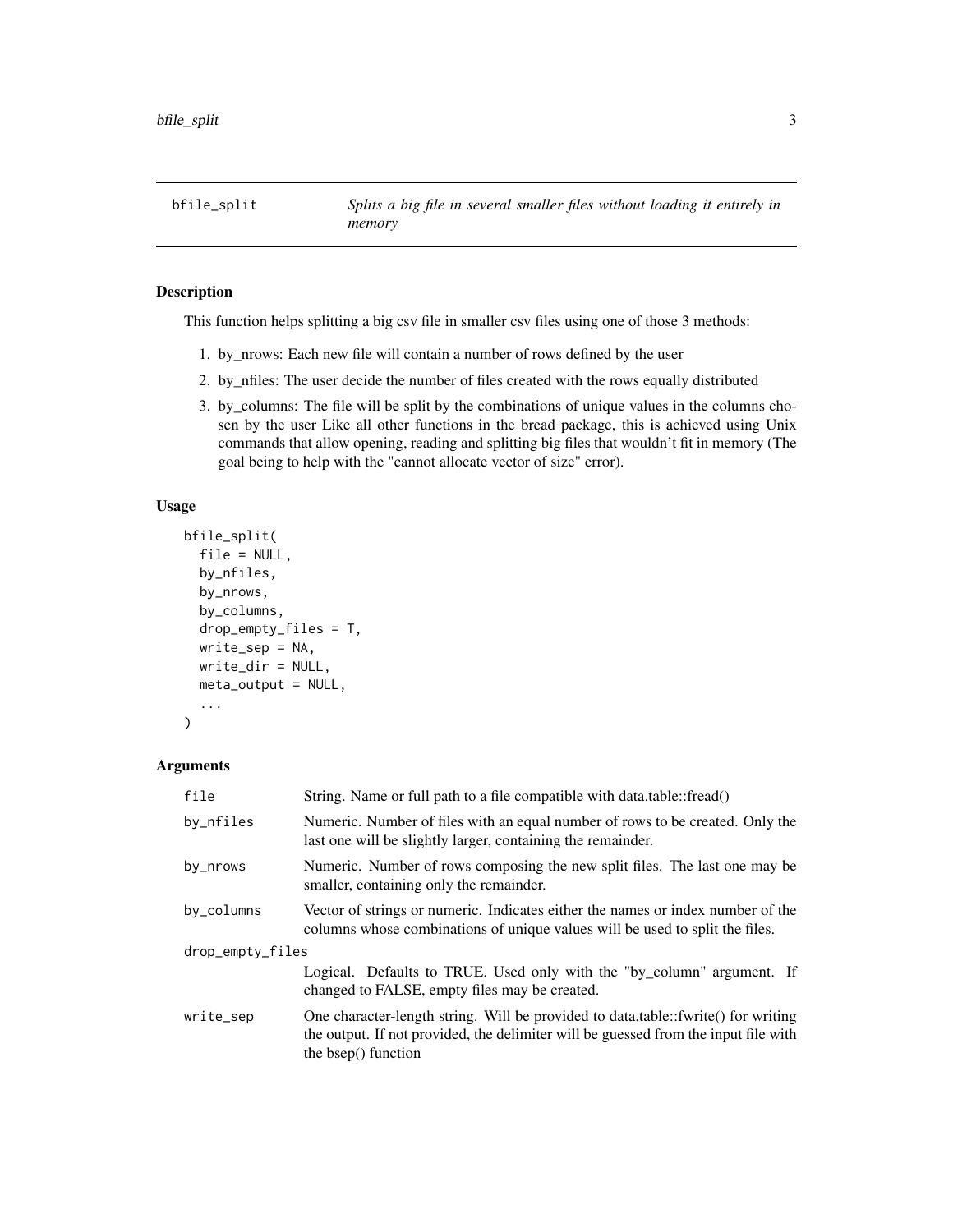## bfile_split — *Splits a big file in several smaller files without loading it entirely in memory*

### Description

This function helps splitting a big csv file in smaller csv files using one of those 3 methods:

1. by_nrows: Each new file will contain a number of rows defined by the user
2. by_nfiles: The user decide the number of files created with the rows equally distributed
3. by_columns: The file will be split by the combinations of unique values in the columns chosen by the user Like all other functions in the bread package, this is achieved using Unix commands that allow opening, reading and splitting big files that wouldn't fit in memory (The goal being to help with the "cannot allocate vector of size" error).

### Usage

```
bfile_split(
  file = NULL,
  by_nfiles,
  by_nrows,
  by_columns,
  drop_empty_files = T,
  write_sep = NA,
  write_dir = NULL,
  meta_output = NULL,
  ...
)
```

### Arguments

| Argument | Description |
|---|---|
| `file` | String. Name or full path to a file compatible with data.table::fread() |
| `by_nfiles` | Numeric. Number of files with an equal number of rows to be created. Only the last one will be slightly larger, containing the remainder. |
| `by_nrows` | Numeric. Number of rows composing the new split files. The last one may be smaller, containing only the remainder. |
| `by_columns` | Vector of strings or numeric. Indicates either the names or index number of the columns whose combinations of unique values will be used to split the files. |
| `drop_empty_files` | Logical. Defaults to TRUE. Used only with the "by_column" argument. If changed to FALSE, empty files may be created. |
| `write_sep` | One character-length string. Will be provided to data.table::fwrite() for writing the output. If not provided, the delimiter will be guessed from the input file with the bsep() function |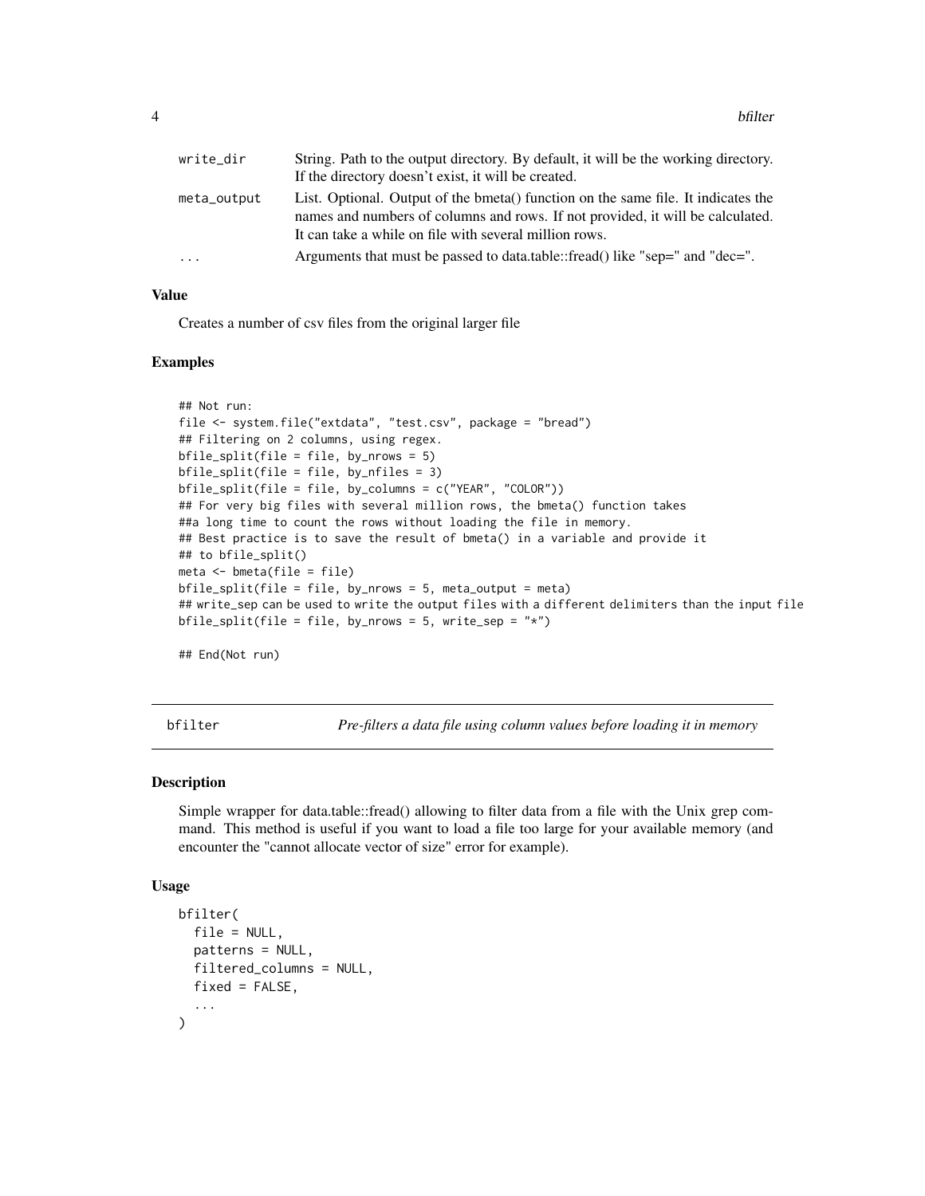| | |
|---|---|
| write_dir | String. Path to the output directory. By default, it will be the working directory. If the directory doesn't exist, it will be created. |
| meta_output | List. Optional. Output of the bmeta() function on the same file. It indicates the names and numbers of columns and rows. If not provided, it will be calculated. It can take a while on file with several million rows. |
| ... | Arguments that must be passed to data.table::fread() like "sep=" and "dec=". |

### Value

Creates a number of csv files from the original larger file

### Examples

```
## Not run:
file <- system.file("extdata", "test.csv", package = "bread")
## Filtering on 2 columns, using regex.
bfile_split(file = file, by_nrows = 5)
bfile_split(file = file, by_nfiles = 3)
bfile_split(file = file, by_columns = c("YEAR", "COLOR"))
## For very big files with several million rows, the bmeta() function takes
##a long time to count the rows without loading the file in memory.
## Best practice is to save the result of bmeta() in a variable and provide it
## to bfile_split()
meta <- bmeta(file = file)
bfile_split(file = file, by_nrows = 5, meta_output = meta)
## write_sep can be used to write the output files with a different delimiters than the input file
bfile_split(file = file, by_nrows = 5, write_sep = "*")

## End(Not run)
```

## bfilter — *Pre-filters a data file using column values before loading it in memory*

### Description

Simple wrapper for data.table::fread() allowing to filter data from a file with the Unix grep command. This method is useful if you want to load a file too large for your available memory (and encounter the "cannot allocate vector of size" error for example).

### Usage

```
bfilter(
  file = NULL,
  patterns = NULL,
  filtered_columns = NULL,
  fixed = FALSE,
  ...
)
```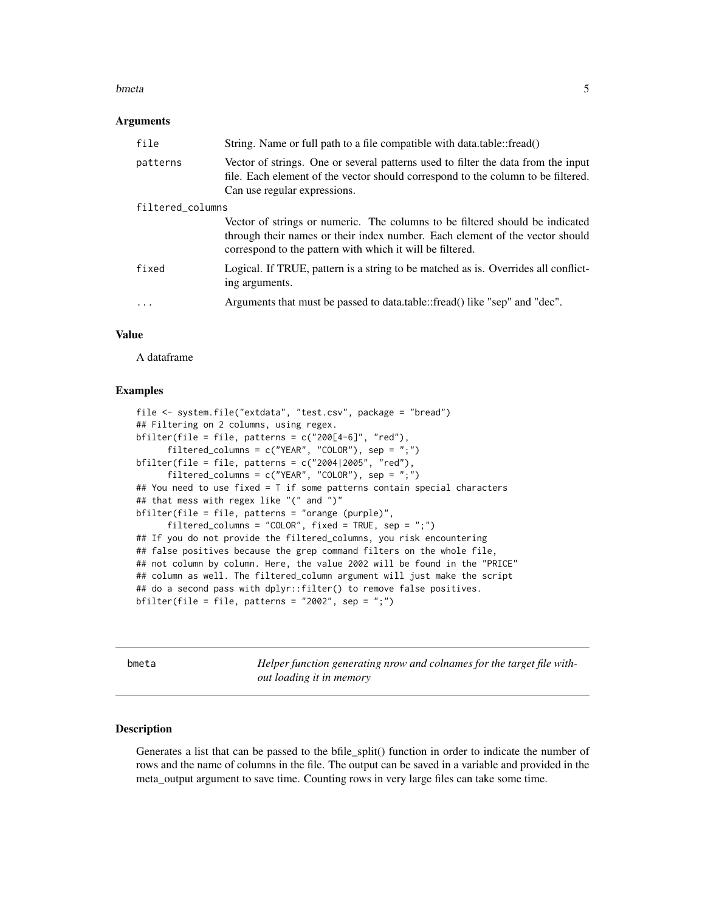### Arguments

| | |
|---|---|
| `file` | String. Name or full path to a file compatible with data.table::fread() |
| `patterns` | Vector of strings. One or several patterns used to filter the data from the input file. Each element of the vector should correspond to the column to be filtered. Can use regular expressions. |
| `filtered_columns` | Vector of strings or numeric. The columns to be filtered should be indicated through their names or their index number. Each element of the vector should correspond to the pattern with which it will be filtered. |
| `fixed` | Logical. If TRUE, pattern is a string to be matched as is. Overrides all conflicting arguments. |
| `...` | Arguments that must be passed to data.table::fread() like "sep" and "dec". |

### Value

A dataframe

### Examples

```
file <- system.file("extdata", "test.csv", package = "bread")
## Filtering on 2 columns, using regex.
bfilter(file = file, patterns = c("200[4-6]", "red"),
      filtered_columns = c("YEAR", "COLOR"), sep = ";")
bfilter(file = file, patterns = c("2004|2005", "red"),
      filtered_columns = c("YEAR", "COLOR"), sep = ";")
## You need to use fixed = T if some patterns contain special characters
## that mess with regex like "(" and ")"
bfilter(file = file, patterns = "orange (purple)",
      filtered_columns = "COLOR", fixed = TRUE, sep = ";")
## If you do not provide the filtered_columns, you risk encountering
## false positives because the grep command filters on the whole file,
## not column by column. Here, the value 2002 will be found in the "PRICE"
## column as well. The filtered_column argument will just make the script
## do a second pass with dplyr::filter() to remove false positives.
bfilter(file = file, patterns = "2002", sep = ";")
```

---

## bmeta — *Helper function generating nrow and colnames for the target file without loading it in memory*

---

### Description

Generates a list that can be passed to the bfile_split() function in order to indicate the number of rows and the name of columns in the file. The output can be saved in a variable and provided in the meta_output argument to save time. Counting rows in very large files can take some time.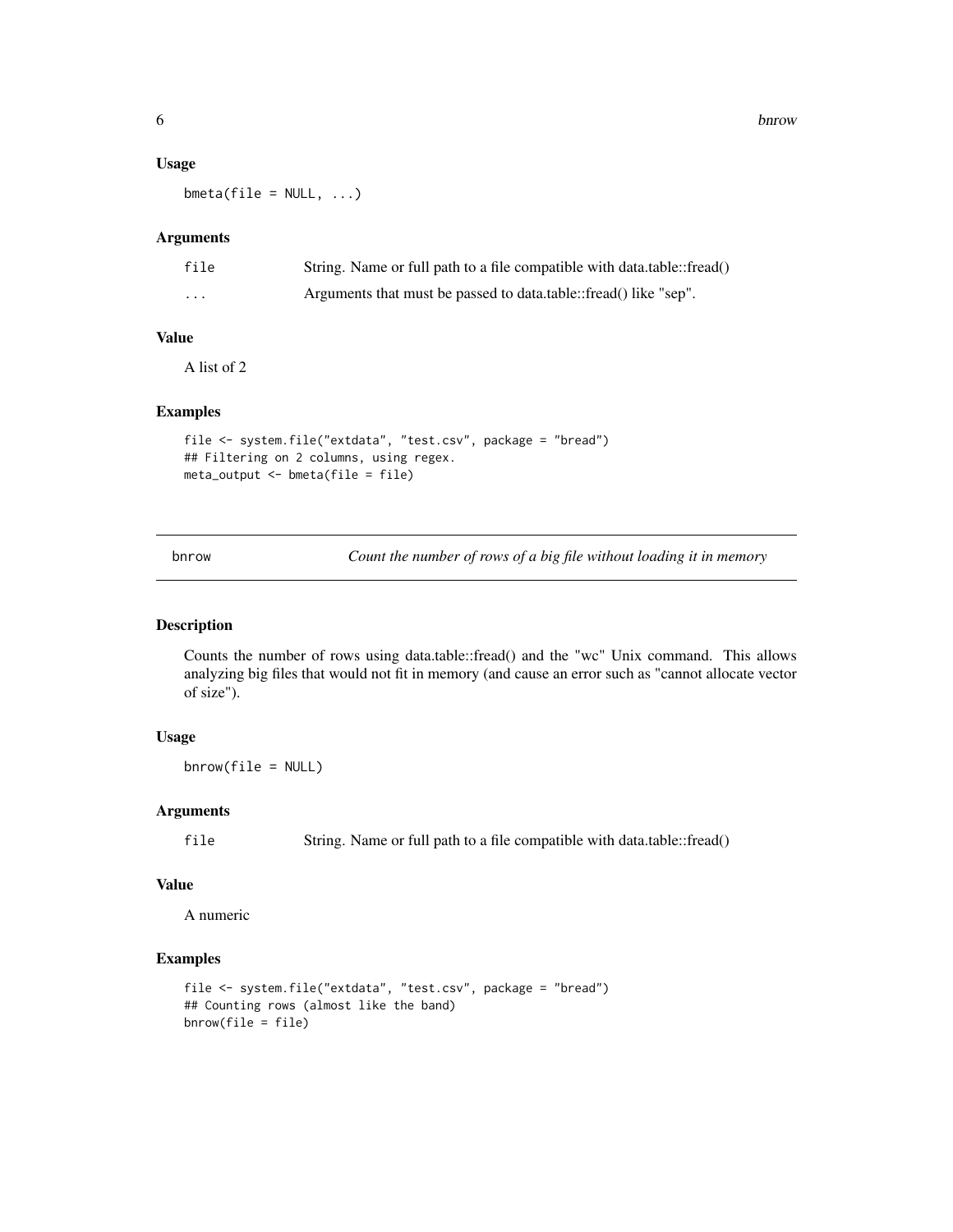### Usage

```
bmeta(file = NULL, ...)
```

### Arguments

| | |
|---|---|
| file | String. Name or full path to a file compatible with data.table::fread() |
| ... | Arguments that must be passed to data.table::fread() like "sep". |

### Value

A list of 2

### Examples

```
file <- system.file("extdata", "test.csv", package = "bread")
## Filtering on 2 columns, using regex.
meta_output <- bmeta(file = file)
```

---

## bnrow — *Count the number of rows of a big file without loading it in memory*

---

### Description

Counts the number of rows using data.table::fread() and the "wc" Unix command. This allows analyzing big files that would not fit in memory (and cause an error such as "cannot allocate vector of size").

### Usage

```
bnrow(file = NULL)
```

### Arguments

| | |
|---|---|
| file | String. Name or full path to a file compatible with data.table::fread() |

### Value

A numeric

### Examples

```
file <- system.file("extdata", "test.csv", package = "bread")
## Counting rows (almost like the band)
bnrow(file = file)
```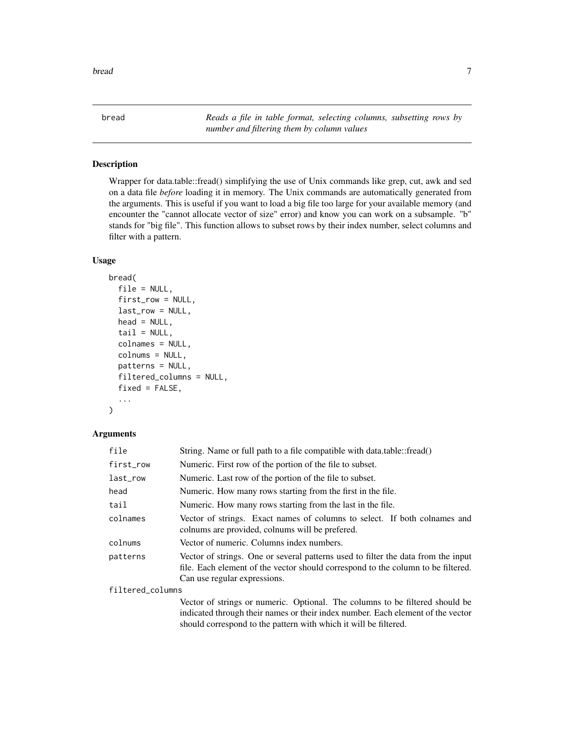# bread — Reads a file in table format, selecting columns, subsetting rows by number and filtering them by column values

## Description

Wrapper for data.table::fread() simplifying the use of Unix commands like grep, cut, awk and sed on a data file *before* loading it in memory. The Unix commands are automatically generated from the arguments. This is useful if you want to load a big file too large for your available memory (and encounter the "cannot allocate vector of size" error) and know you can work on a subsample. "b" stands for "big file". This function allows to subset rows by their index number, select columns and filter with a pattern.

## Usage

```
bread(
  file = NULL,
  first_row = NULL,
  last_row = NULL,
  head = NULL,
  tail = NULL,
  colnames = NULL,
  colnums = NULL,
  patterns = NULL,
  filtered_columns = NULL,
  fixed = FALSE,
  ...
)
```

## Arguments

| | |
|---|---|
| `file` | String. Name or full path to a file compatible with data.table::fread() |
| `first_row` | Numeric. First row of the portion of the file to subset. |
| `last_row` | Numeric. Last row of the portion of the file to subset. |
| `head` | Numeric. How many rows starting from the first in the file. |
| `tail` | Numeric. How many rows starting from the last in the file. |
| `colnames` | Vector of strings. Exact names of columns to select. If both colnames and colnums are provided, colnums will be prefered. |
| `colnums` | Vector of numeric. Columns index numbers. |
| `patterns` | Vector of strings. One or several patterns used to filter the data from the input file. Each element of the vector should correspond to the column to be filtered. Can use regular expressions. |
| `filtered_columns` | Vector of strings or numeric. Optional. The columns to be filtered should be indicated through their names or their index number. Each element of the vector should correspond to the pattern with which it will be filtered. |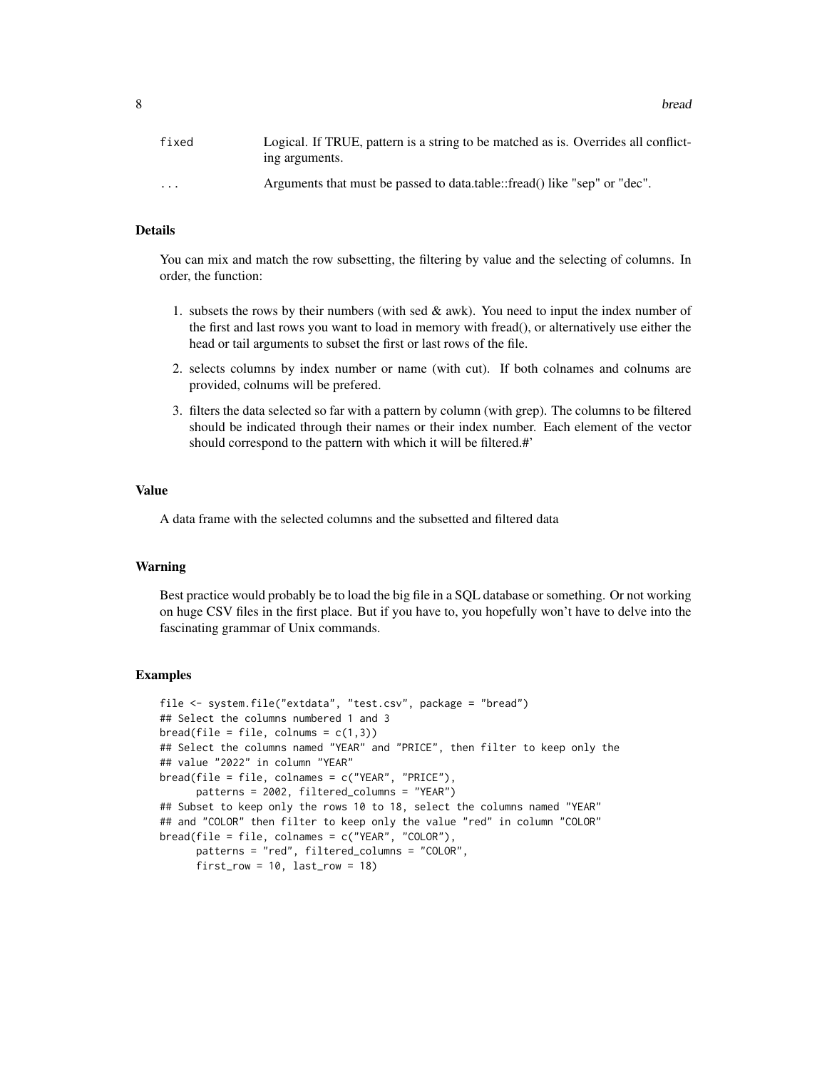| | |
|---|---|
| `fixed` | Logical. If TRUE, pattern is a string to be matched as is. Overrides all conflicting arguments. |
| `...` | Arguments that must be passed to data.table::fread() like "sep" or "dec". |

## Details

You can mix and match the row subsetting, the filtering by value and the selecting of columns. In order, the function:

1. subsets the rows by their numbers (with sed & awk). You need to input the index number of the first and last rows you want to load in memory with fread(), or alternatively use either the head or tail arguments to subset the first or last rows of the file.
2. selects columns by index number or name (with cut). If both colnames and colnums are provided, colnums will be prefered.
3. filters the data selected so far with a pattern by column (with grep). The columns to be filtered should be indicated through their names or their index number. Each element of the vector should correspond to the pattern with which it will be filtered.#'

## Value

A data frame with the selected columns and the subsetted and filtered data

## Warning

Best practice would probably be to load the big file in a SQL database or something. Or not working on huge CSV files in the first place. But if you have to, you hopefully won't have to delve into the fascinating grammar of Unix commands.

## Examples

```
file <- system.file("extdata", "test.csv", package = "bread")
## Select the columns numbered 1 and 3
bread(file = file, colnums = c(1,3))
## Select the columns named "YEAR" and "PRICE", then filter to keep only the
## value "2022" in column "YEAR"
bread(file = file, colnames = c("YEAR", "PRICE"),
      patterns = 2002, filtered_columns = "YEAR")
## Subset to keep only the rows 10 to 18, select the columns named "YEAR"
## and "COLOR" then filter to keep only the value "red" in column "COLOR"
bread(file = file, colnames = c("YEAR", "COLOR"),
      patterns = "red", filtered_columns = "COLOR",
      first_row = 10, last_row = 18)
```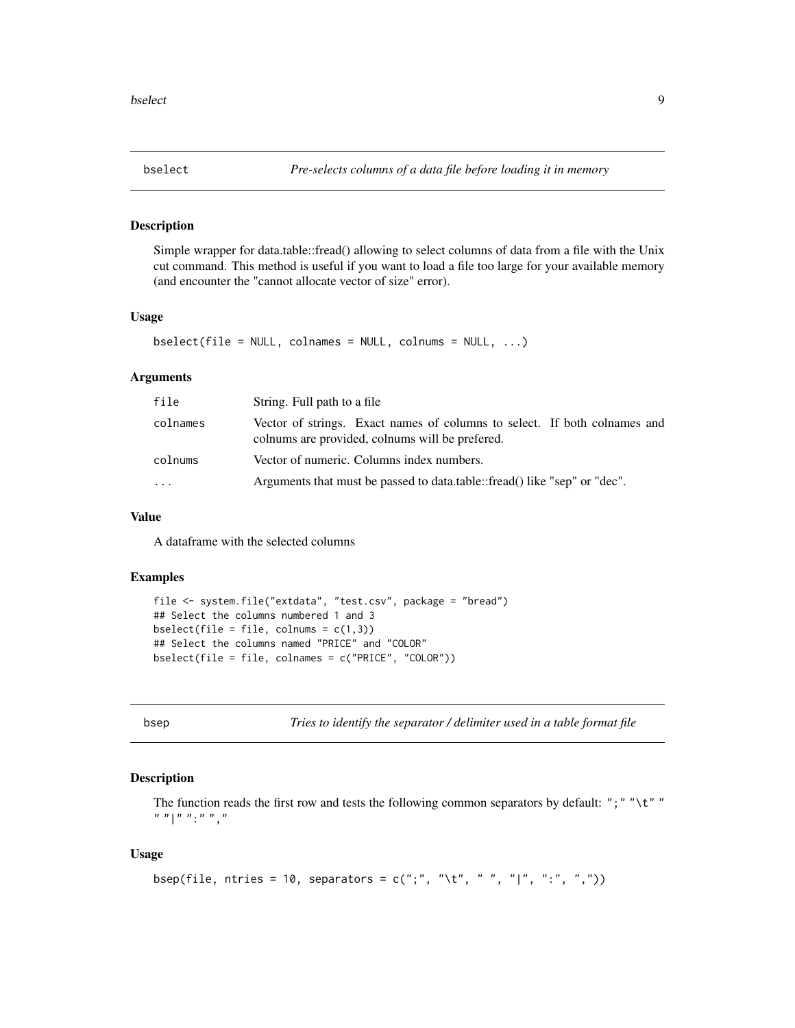## bselect — *Pre-selects columns of a data file before loading it in memory*

### Description

Simple wrapper for data.table::fread() allowing to select columns of data from a file with the Unix cut command. This method is useful if you want to load a file too large for your available memory (and encounter the "cannot allocate vector of size" error).

### Usage

```
bselect(file = NULL, colnames = NULL, colnums = NULL, ...)
```

### Arguments

| | |
|---|---|
| `file` | String. Full path to a file |
| `colnames` | Vector of strings. Exact names of columns to select. If both colnames and colnums are provided, colnums will be prefered. |
| `colnums` | Vector of numeric. Columns index numbers. |
| `...` | Arguments that must be passed to data.table::fread() like "sep" or "dec". |

### Value

A dataframe with the selected columns

### Examples

```
file <- system.file("extdata", "test.csv", package = "bread")
## Select the columns numbered 1 and 3
bselect(file = file, colnums = c(1,3))
## Select the columns named "PRICE" and "COLOR"
bselect(file = file, colnames = c("PRICE", "COLOR"))
```

## bsep — *Tries to identify the separator / delimiter used in a table format file*

### Description

The function reads the first row and tests the following common separators by default: `";" "\t" " " "|" ":" ","`

### Usage

```
bsep(file, ntries = 10, separators = c(";", "\t", " ", "|", ":", ","))
```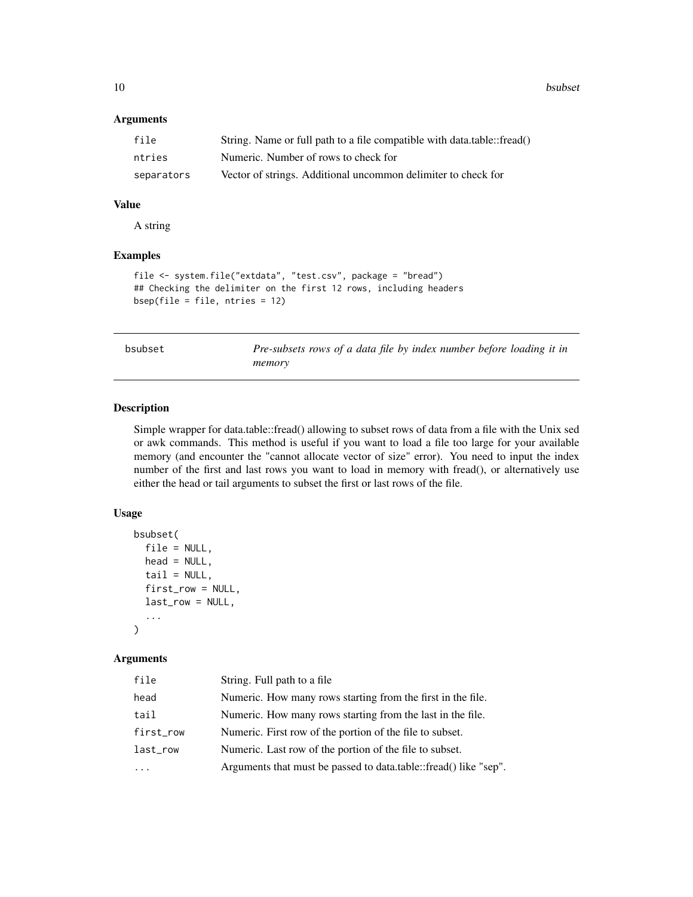### Arguments

| | |
|---|---|
| file | String. Name or full path to a file compatible with data.table::fread() |
| ntries | Numeric. Number of rows to check for |
| separators | Vector of strings. Additional uncommon delimiter to check for |

### Value

A string

### Examples

```
file <- system.file("extdata", "test.csv", package = "bread")
## Checking the delimiter on the first 12 rows, including headers
bsep(file = file, ntries = 12)
```

---

## bsubset — *Pre-subsets rows of a data file by index number before loading it in memory*

### Description

Simple wrapper for data.table::fread() allowing to subset rows of data from a file with the Unix sed or awk commands. This method is useful if you want to load a file too large for your available memory (and encounter the "cannot allocate vector of size" error). You need to input the index number of the first and last rows you want to load in memory with fread(), or alternatively use either the head or tail arguments to subset the first or last rows of the file.

### Usage

```
bsubset(
  file = NULL,
  head = NULL,
  tail = NULL,
  first_row = NULL,
  last_row = NULL,
  ...
)
```

### Arguments

| | |
|---|---|
| file | String. Full path to a file |
| head | Numeric. How many rows starting from the first in the file. |
| tail | Numeric. How many rows starting from the last in the file. |
| first_row | Numeric. First row of the portion of the file to subset. |
| last_row | Numeric. Last row of the portion of the file to subset. |
| ... | Arguments that must be passed to data.table::fread() like "sep". |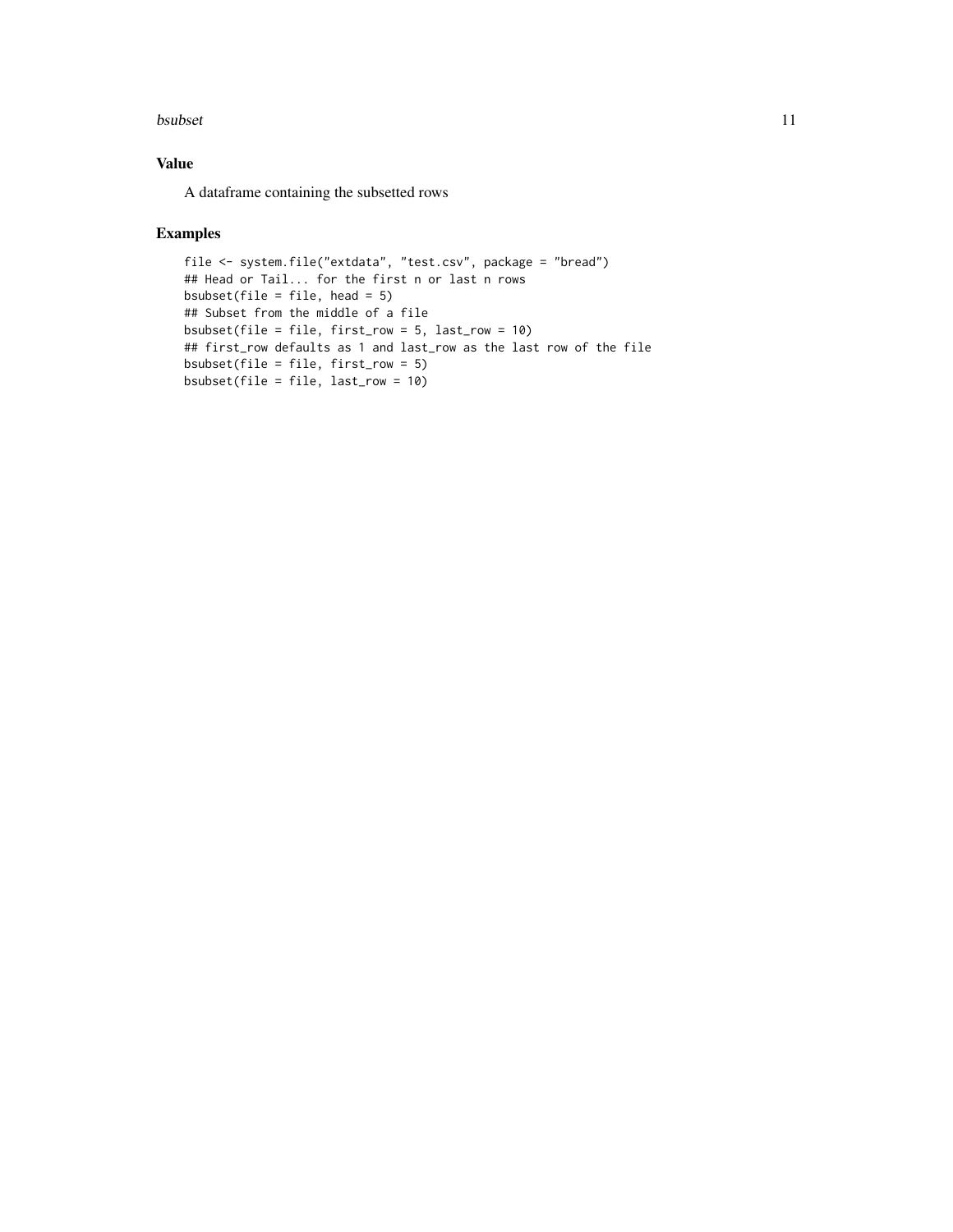## Value

A dataframe containing the subsetted rows

## Examples

```
file <- system.file("extdata", "test.csv", package = "bread")
## Head or Tail... for the first n or last n rows
bsubset(file = file, head = 5)
## Subset from the middle of a file
bsubset(file = file, first_row = 5, last_row = 10)
## first_row defaults as 1 and last_row as the last row of the file
bsubset(file = file, first_row = 5)
bsubset(file = file, last_row = 10)
```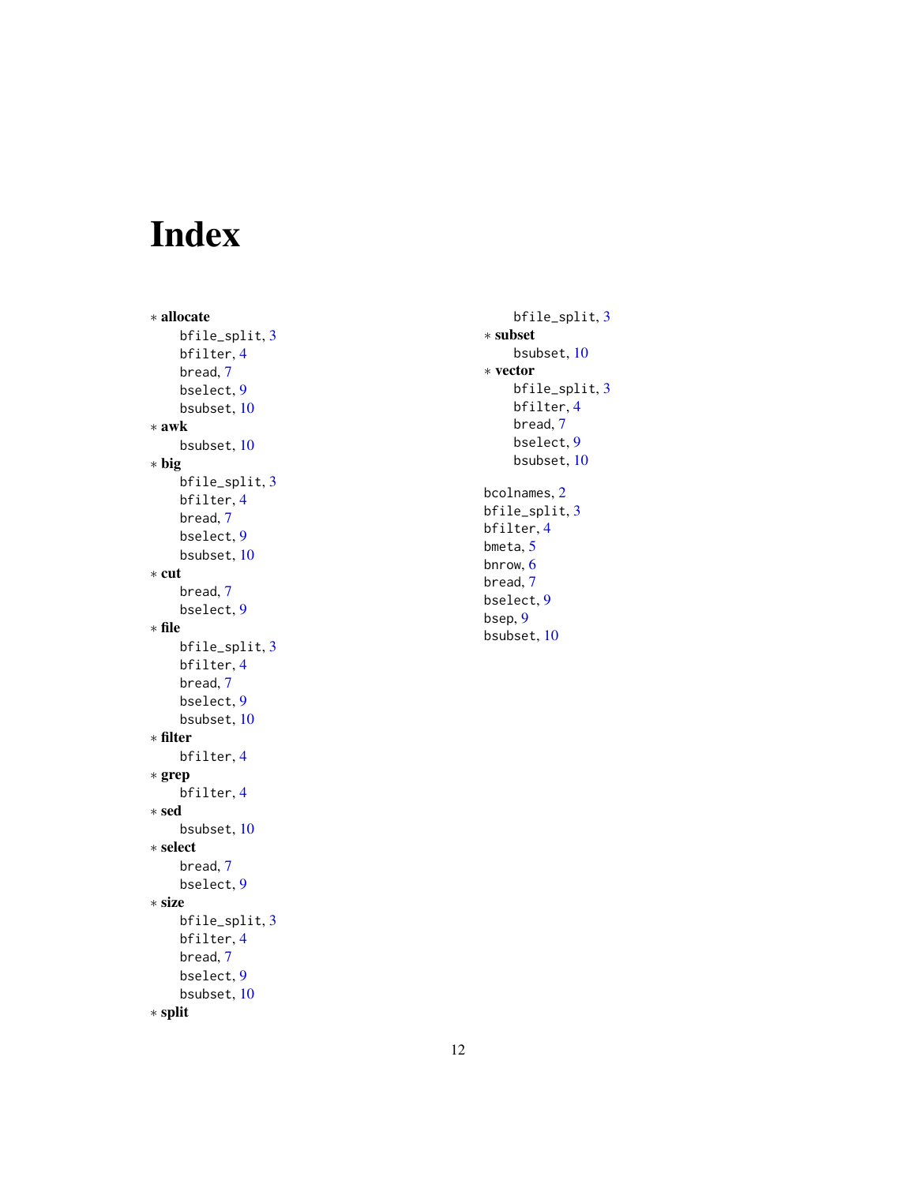# Index

∗ **allocate**
  bfile_split, 3
  bfilter, 4
  bread, 7
  bselect, 9
  bsubset, 10

∗ **awk**
  bsubset, 10

∗ **big**
  bfile_split, 3
  bfilter, 4
  bread, 7
  bselect, 9
  bsubset, 10

∗ **cut**
  bread, 7
  bselect, 9

∗ **file**
  bfile_split, 3
  bfilter, 4
  bread, 7
  bselect, 9
  bsubset, 10

∗ **filter**
  bfilter, 4

∗ **grep**
  bfilter, 4

∗ **sed**
  bsubset, 10

∗ **select**
  bread, 7
  bselect, 9

∗ **size**
  bfile_split, 3
  bfilter, 4
  bread, 7
  bselect, 9
  bsubset, 10

∗ **split**
  bfile_split, 3

∗ **subset**
  bsubset, 10

∗ **vector**
  bfile_split, 3
  bfilter, 4
  bread, 7
  bselect, 9
  bsubset, 10

bcolnames, 2
bfile_split, 3
bfilter, 4
bmeta, 5
bnrow, 6
bread, 7
bselect, 9
bsep, 9
bsubset, 10